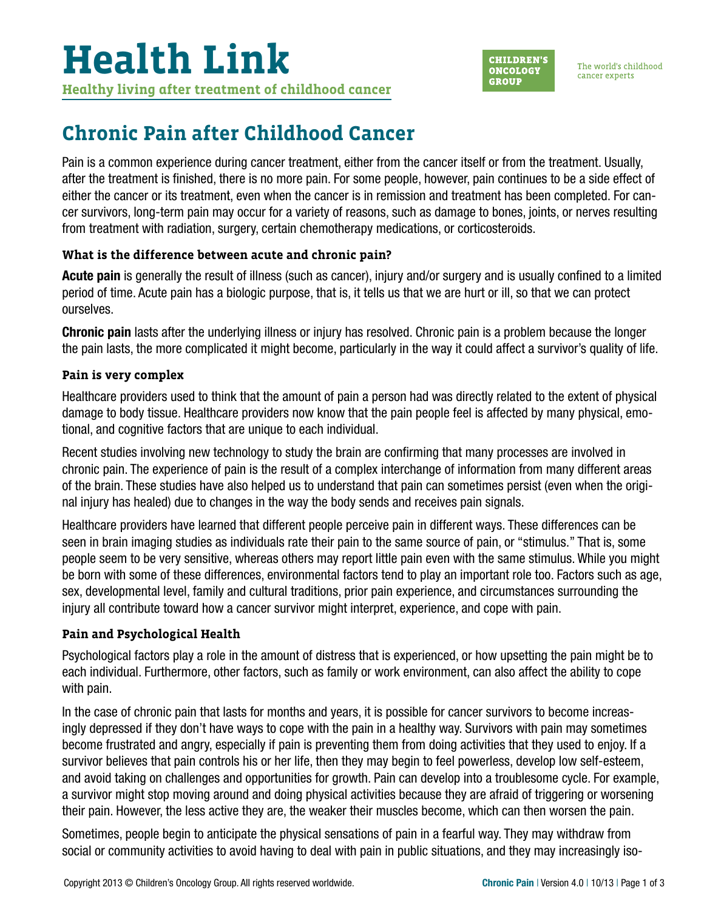# Health Link

**Healthy living after treatment of childhood cancer**

CHILDREN'S ONCOLOGY GROUP

The world's childhood cancer experts

## Chronic Pain after Childhood Cancer

Pain is a common experience during cancer treatment, either from the cancer itself or from the treatment. Usually, after the treatment is finished, there is no more pain. For some people, however, pain continues to be a side effect of either the cancer or its treatment, even when the cancer is in remission and treatment has been completed. For cancer survivors, long-term pain may occur for a variety of reasons, such as damage to bones, joints, or nerves resulting from treatment with radiation, surgery, certain chemotherapy medications, or corticosteroids.

### What is the difference between acute and chronic pain?

**Acute pain** is generally the result of illness (such as cancer), injury and/or surgery and is usually confined to a limited period of time. Acute pain has a biologic purpose, that is, it tells us that we are hurt or ill, so that we can protect ourselves.

**Chronic pain** lasts after the underlying illness or injury has resolved. Chronic pain is a problem because the longer the pain lasts, the more complicated it might become, particularly in the way it could affect a survivor's quality of life.

### Pain is very complex

Healthcare providers used to think that the amount of pain a person had was directly related to the extent of physical damage to body tissue. Healthcare providers now know that the pain people feel is affected by many physical, emotional, and cognitive factors that are unique to each individual.

Recent studies involving new technology to study the brain are confirming that many processes are involved in chronic pain. The experience of pain is the result of a complex interchange of information from many different areas of the brain. These studies have also helped us to understand that pain can sometimes persist (even when the original injury has healed) due to changes in the way the body sends and receives pain signals.

Healthcare providers have learned that different people perceive pain in different ways. These differences can be seen in brain imaging studies as individuals rate their pain to the same source of pain, or "stimulus." That is, some people seem to be very sensitive, whereas others may report little pain even with the same stimulus. While you might be born with some of these differences, environmental factors tend to play an important role too. Factors such as age, sex, developmental level, family and cultural traditions, prior pain experience, and circumstances surrounding the injury all contribute toward how a cancer survivor might interpret, experience, and cope with pain.

### Pain and Psychological Health

Psychological factors play a role in the amount of distress that is experienced, or how upsetting the pain might be to each individual. Furthermore, other factors, such as family or work environment, can also affect the ability to cope with pain.

In the case of chronic pain that lasts for months and years, it is possible for cancer survivors to become increasingly depressed if they don't have ways to cope with the pain in a healthy way. Survivors with pain may sometimes become frustrated and angry, especially if pain is preventing them from doing activities that they used to enjoy. If a survivor believes that pain controls his or her life, then they may begin to feel powerless, develop low self-esteem, and avoid taking on challenges and opportunities for growth. Pain can develop into a troublesome cycle. For example, a survivor might stop moving around and doing physical activities because they are afraid of triggering or worsening their pain. However, the less active they are, the weaker their muscles become, which can then worsen the pain.

Sometimes, people begin to anticipate the physical sensations of pain in a fearful way. They may withdraw from social or community activities to avoid having to deal with pain in public situations, and they may increasingly iso-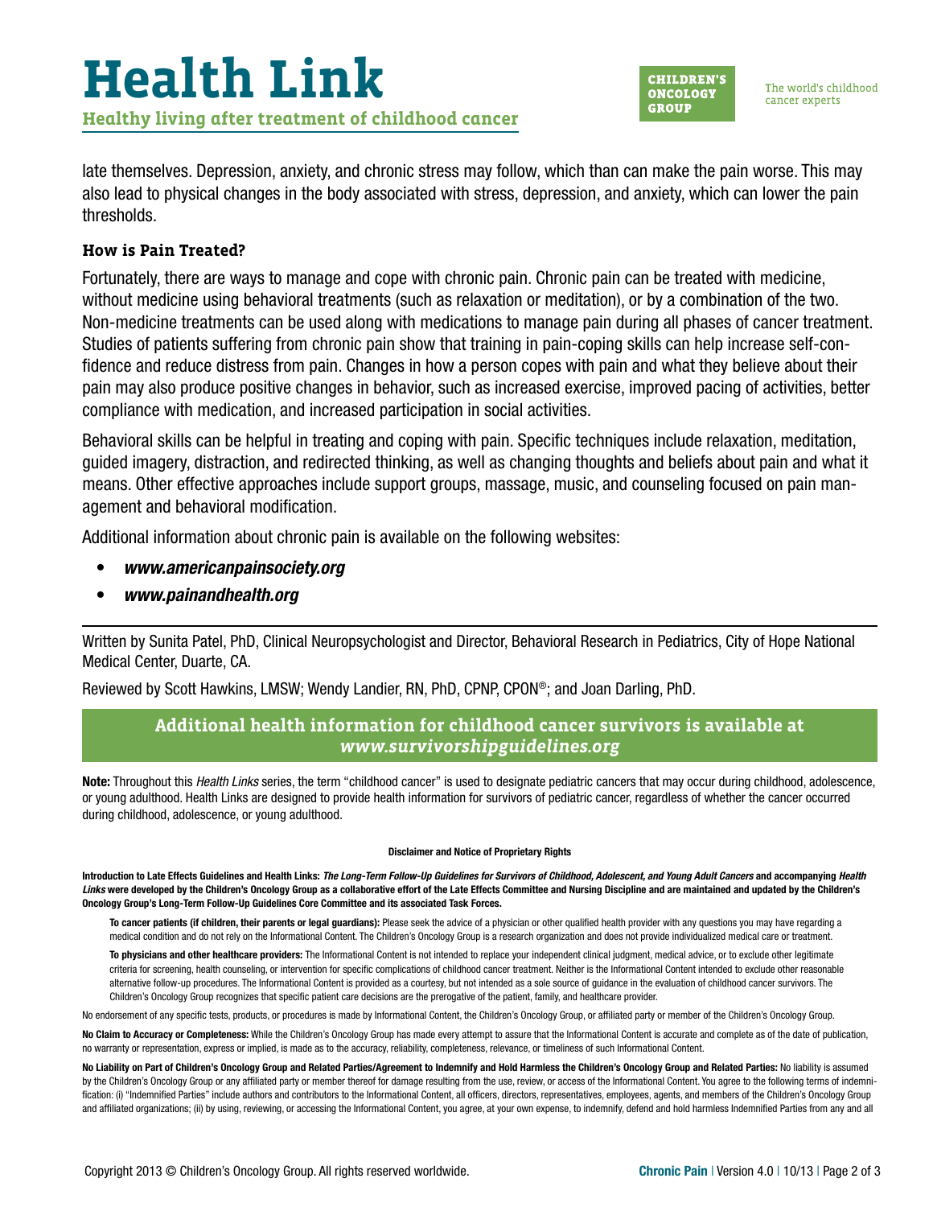late themselves. Depression, anxiety, and chronic stress may follow, which than can make the pain worse. This may also lead to physical changes in the body associated with stress, depression, and anxiety, which can lower the pain thresholds.

### How is Pain Treated?

Fortunately, there are ways to manage and cope with chronic pain. Chronic pain can be treated with medicine, without medicine using behavioral treatments (such as relaxation or meditation), or by a combination of the two. Non-medicine treatments can be used along with medications to manage pain during all phases of cancer treatment. Studies of patients suffering from chronic pain show that training in pain-coping skills can help increase self-confidence and reduce distress from pain. Changes in how a person copes with pain and what they believe about their pain may also produce positive changes in behavior, such as increased exercise, improved pacing of activities, better compliance with medication, and increased participation in social activities.

Behavioral skills can be helpful in treating and coping with pain. Specific techniques include relaxation, meditation, guided imagery, distraction, and redirected thinking, as well as changing thoughts and beliefs about pain and what it means. Other effective approaches include support groups, massage, music, and counseling focused on pain management and behavioral modification.

Additional information about chronic pain is available on the following websites:

- ***www.americanpainsociety.org***
- ***www.painandhealth.org***

---

Written by Sunita Patel, PhD, Clinical Neuropsychologist and Director, Behavioral Research in Pediatrics, City of Hope National Medical Center, Duarte, CA.

Reviewed by Scott Hawkins, LMSW; Wendy Landier, RN, PhD, CPNP, CPON®; and Joan Darling, PhD.

**Additional health information for childhood cancer survivors is available at *www.survivorshipguidelines.org***

**Note:** Throughout this *Health Links* series, the term "childhood cancer" is used to designate pediatric cancers that may occur during childhood, adolescence, or young adulthood. Health Links are designed to provide health information for survivors of pediatric cancer, regardless of whether the cancer occurred during childhood, adolescence, or young adulthood.

**Disclaimer and Notice of Proprietary Rights**

**Introduction to Late Effects Guidelines and Health Links: *The Long-Term Follow-Up Guidelines for Survivors of Childhood, Adolescent, and Young Adult Cancers* and accompanying *Health Links* were developed by the Children's Oncology Group as a collaborative effort of the Late Effects Committee and Nursing Discipline and are maintained and updated by the Children's Oncology Group's Long-Term Follow-Up Guidelines Core Committee and its associated Task Forces.**

**To cancer patients (if children, their parents or legal guardians):** Please seek the advice of a physician or other qualified health provider with any questions you may have regarding a medical condition and do not rely on the Informational Content. The Children's Oncology Group is a research organization and does not provide individualized medical care or treatment.

**To physicians and other healthcare providers:** The Informational Content is not intended to replace your independent clinical judgment, medical advice, or to exclude other legitimate criteria for screening, health counseling, or intervention for specific complications of childhood cancer treatment. Neither is the Informational Content intended to exclude other reasonable alternative follow-up procedures. The Informational Content is provided as a courtesy, but not intended as a sole source of guidance in the evaluation of childhood cancer survivors. The Children's Oncology Group recognizes that specific patient care decisions are the prerogative of the patient, family, and healthcare provider.

No endorsement of any specific tests, products, or procedures is made by Informational Content, the Children's Oncology Group, or affiliated party or member of the Children's Oncology Group.

**No Claim to Accuracy or Completeness:** While the Children's Oncology Group has made every attempt to assure that the Informational Content is accurate and complete as of the date of publication, no warranty or representation, express or implied, is made as to the accuracy, reliability, completeness, relevance, or timeliness of such Informational Content.

**No Liability on Part of Children's Oncology Group and Related Parties/Agreement to Indemnify and Hold Harmless the Children's Oncology Group and Related Parties:** No liability is assumed by the Children's Oncology Group or any affiliated party or member thereof for damage resulting from the use, review, or access of the Informational Content. You agree to the following terms of indemnification: (i) "Indemnified Parties" include authors and contributors to the Informational Content, all officers, directors, representatives, employees, agents, and members of the Children's Oncology Group and affiliated organizations; (ii) by using, reviewing, or accessing the Informational Content, you agree, at your own expense, to indemnify, defend and hold harmless Indemnified Parties from any and all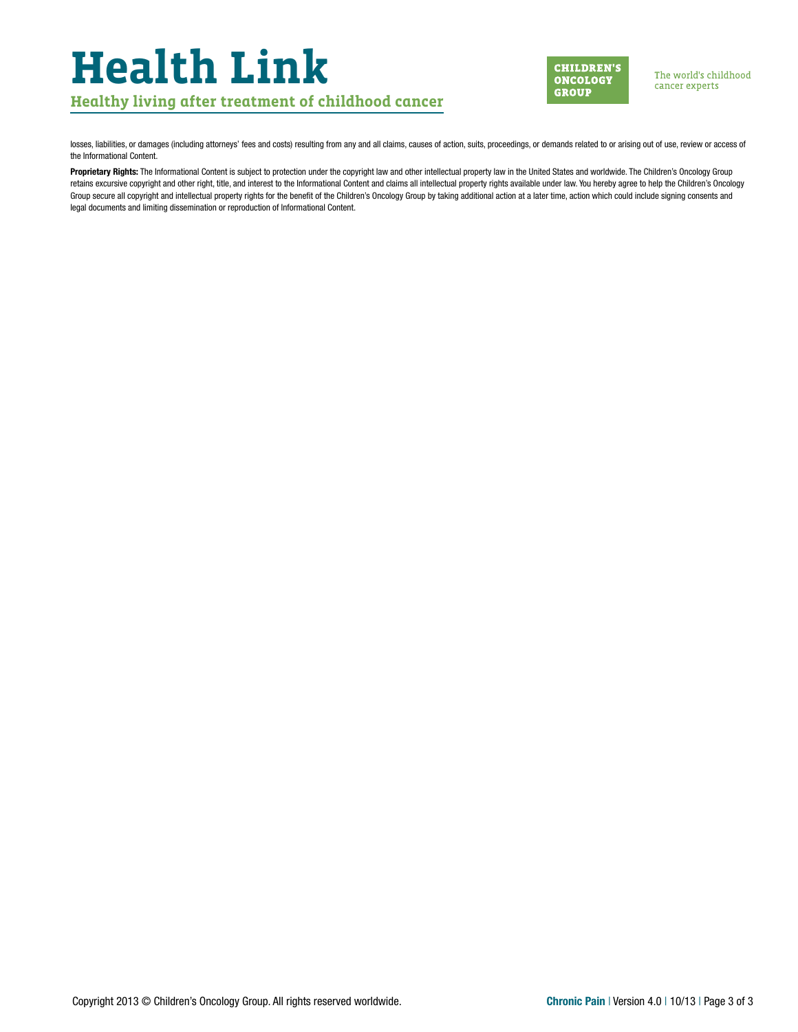losses, liabilities, or damages (including attorneys' fees and costs) resulting from any and all claims, causes of action, suits, proceedings, or demands related to or arising out of use, review or access of the Informational Content.

**Proprietary Rights:** The Informational Content is subject to protection under the copyright law and other intellectual property law in the United States and worldwide. The Children's Oncology Group retains excursive copyright and other right, title, and interest to the Informational Content and claims all intellectual property rights available under law. You hereby agree to help the Children's Oncology Group secure all copyright and intellectual property rights for the benefit of the Children's Oncology Group by taking additional action at a later time, action which could include signing consents and legal documents and limiting dissemination or reproduction of Informational Content.